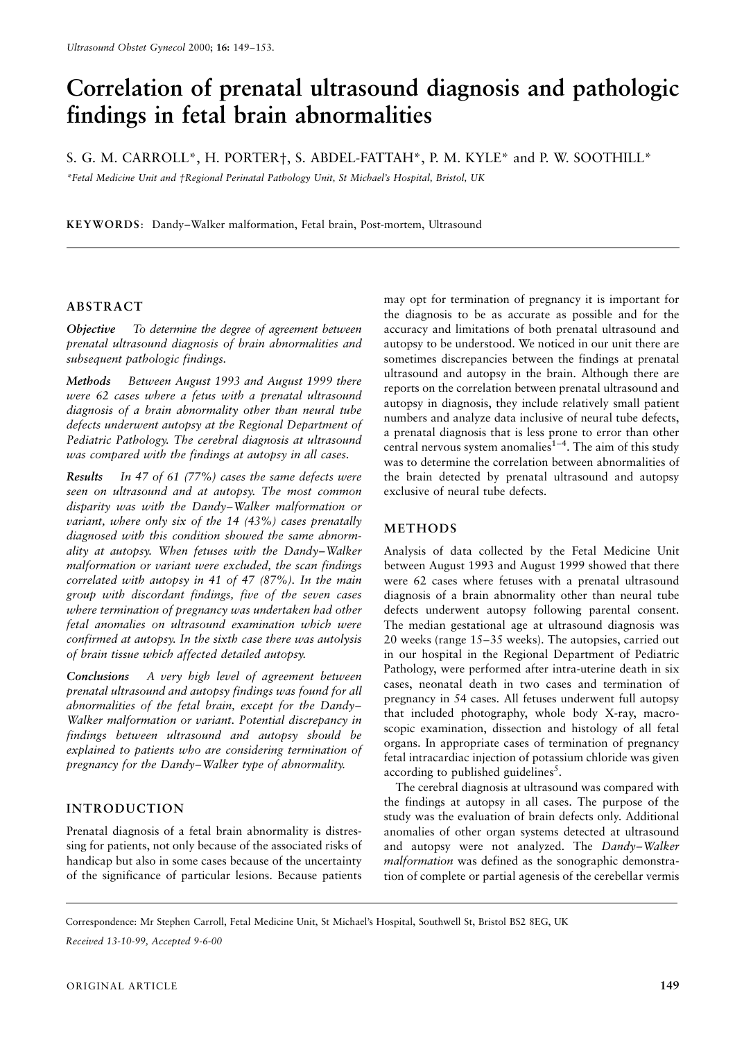# Correlation of prenatal ultrasound diagnosis and pathologic findings in fetal brain abnormalities

S. G. M. CARROLL*, H. PORTER†, S. ABDEL-FATTAH*, P. M. KYLE* and P. W. SOOTHILL*

*Fetal Medicine Unit and †Regional Perinatal Pathology Unit, St Michael's Hospital, Bristol, UK

**KEYWORDS**: Dandy–Walker malformation, Fetal brain, Post-mortem, Ultrasound

## ABSTRACT

***Objective*** *To determine the degree of agreement between prenatal ultrasound diagnosis of brain abnormalities and subsequent pathologic findings.*

***Methods*** *Between August 1993 and August 1999 there were 62 cases where a fetus with a prenatal ultrasound diagnosis of a brain abnormality other than neural tube defects underwent autopsy at the Regional Department of Pediatric Pathology. The cerebral diagnosis at ultrasound was compared with the findings at autopsy in all cases.*

***Results*** *In 47 of 61 (77%) cases the same defects were seen on ultrasound and at autopsy. The most common disparity was with the Dandy–Walker malformation or variant, where only six of the 14 (43%) cases prenatally diagnosed with this condition showed the same abnormality at autopsy. When fetuses with the Dandy–Walker malformation or variant were excluded, the scan findings correlated with autopsy in 41 of 47 (87%). In the main group with discordant findings, five of the seven cases where termination of pregnancy was undertaken had other fetal anomalies on ultrasound examination which were confirmed at autopsy. In the sixth case there was autolysis of brain tissue which affected detailed autopsy.*

***Conclusions*** *A very high level of agreement between prenatal ultrasound and autopsy findings was found for all abnormalities of the fetal brain, except for the Dandy–Walker malformation or variant. Potential discrepancy in findings between ultrasound and autopsy should be explained to patients who are considering termination of pregnancy for the Dandy–Walker type of abnormality.*

## INTRODUCTION

Prenatal diagnosis of a fetal brain abnormality is distressing for patients, not only because of the associated risks of handicap but also in some cases because of the uncertainty of the significance of particular lesions. Because patients may opt for termination of pregnancy it is important for the diagnosis to be as accurate as possible and for the accuracy and limitations of both prenatal ultrasound and autopsy to be understood. We noticed in our unit there are sometimes discrepancies between the findings at prenatal ultrasound and autopsy in the brain. Although there are reports on the correlation between prenatal ultrasound and autopsy in diagnosis, they include relatively small patient numbers and analyze data inclusive of neural tube defects, a prenatal diagnosis that is less prone to error than other central nervous system anomalies[1–4]. The aim of this study was to determine the correlation between abnormalities of the brain detected by prenatal ultrasound and autopsy exclusive of neural tube defects.

## METHODS

Analysis of data collected by the Fetal Medicine Unit between August 1993 and August 1999 showed that there were 62 cases where fetuses with a prenatal ultrasound diagnosis of a brain abnormality other than neural tube defects underwent autopsy following parental consent. The median gestational age at ultrasound diagnosis was 20 weeks (range 15–35 weeks). The autopsies, carried out in our hospital in the Regional Department of Pediatric Pathology, were performed after intra-uterine death in six cases, neonatal death in two cases and termination of pregnancy in 54 cases. All fetuses underwent full autopsy that included photography, whole body X-ray, macroscopic examination, dissection and histology of all fetal organs. In appropriate cases of termination of pregnancy fetal intracardiac injection of potassium chloride was given according to published guidelines[5].

The cerebral diagnosis at ultrasound was compared with the findings at autopsy in all cases. The purpose of the study was the evaluation of brain defects only. Additional anomalies of other organ systems detected at ultrasound and autopsy were not analyzed. The *Dandy–Walker malformation* was defined as the sonographic demonstration of complete or partial agenesis of the cerebellar vermis

Correspondence: Mr Stephen Carroll, Fetal Medicine Unit, St Michael's Hospital, Southwell St, Bristol BS2 8EG, UK

*Received 13-10-99, Accepted 9-6-00*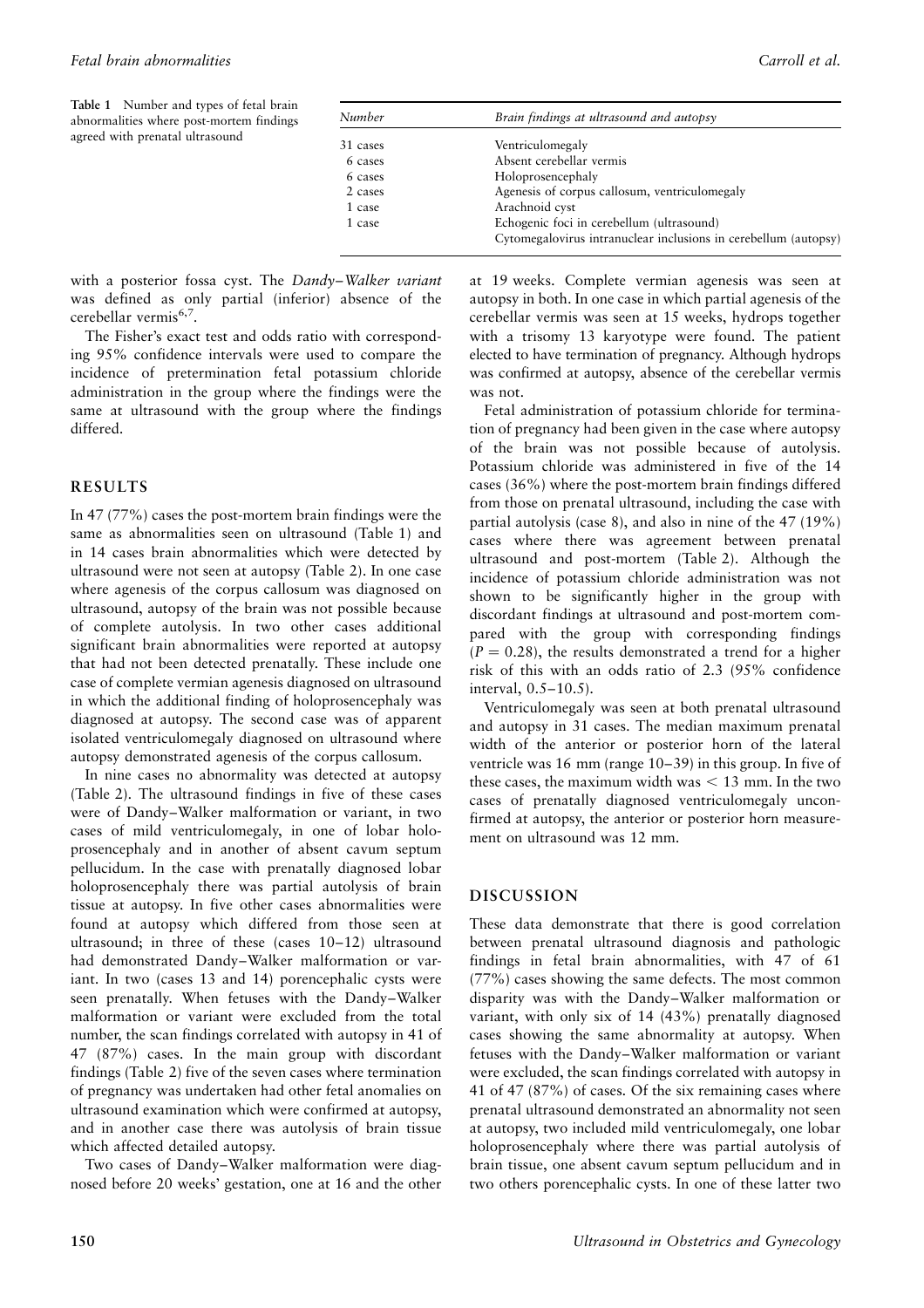**Table 1** Number and types of fetal brain abnormalities where post-mortem findings agreed with prenatal ultrasound

| *Number* | *Brain findings at ultrasound and autopsy* |
|---|---|
| 31 cases | Ventriculomegaly |
| 6 cases | Absent cerebellar vermis |
| 6 cases | Holoprosencephaly |
| 2 cases | Agenesis of corpus callosum, ventriculomegaly |
| 1 case | Arachnoid cyst |
| 1 case | Echogenic foci in cerebellum (ultrasound)<br>Cytomegalovirus intranuclear inclusions in cerebellum (autopsy) |

with a posterior fossa cyst. The *Dandy–Walker variant* was defined as only partial (inferior) absence of the cerebellar vermis[6,7].

The Fisher's exact test and odds ratio with corresponding 95% confidence intervals were used to compare the incidence of pretermination fetal potassium chloride administration in the group where the findings were the same at ultrasound with the group where the findings differed.

## RESULTS

In 47 (77%) cases the post-mortem brain findings were the same as abnormalities seen on ultrasound (Table 1) and in 14 cases brain abnormalities which were detected by ultrasound were not seen at autopsy (Table 2). In one case where agenesis of the corpus callosum was diagnosed on ultrasound, autopsy of the brain was not possible because of complete autolysis. In two other cases additional significant brain abnormalities were reported at autopsy that had not been detected prenatally. These include one case of complete vermian agenesis diagnosed on ultrasound in which the additional finding of holoprosencephaly was diagnosed at autopsy. The second case was of apparent isolated ventriculomegaly diagnosed on ultrasound where autopsy demonstrated agenesis of the corpus callosum.

In nine cases no abnormality was detected at autopsy (Table 2). The ultrasound findings in five of these cases were of Dandy–Walker malformation or variant, in two cases of mild ventriculomegaly, in one of lobar holoprosencephaly and in another of absent cavum septum pellucidum. In the case with prenatally diagnosed lobar holoprosencephaly there was partial autolysis of brain tissue at autopsy. In five other cases abnormalities were found at autopsy which differed from those seen at ultrasound; in three of these (cases 10–12) ultrasound had demonstrated Dandy–Walker malformation or variant. In two (cases 13 and 14) porencephalic cysts were seen prenatally. When fetuses with the Dandy–Walker malformation or variant were excluded from the total number, the scan findings correlated with autopsy in 41 of 47 (87%) cases. In the main group with discordant findings (Table 2) five of the seven cases where termination of pregnancy was undertaken had other fetal anomalies on ultrasound examination which were confirmed at autopsy, and in another case there was autolysis of brain tissue which affected detailed autopsy.

Two cases of Dandy–Walker malformation were diagnosed before 20 weeks' gestation, one at 16 and the other at 19 weeks. Complete vermian agenesis was seen at autopsy in both. In one case in which partial agenesis of the cerebellar vermis was seen at 15 weeks, hydrops together with a trisomy 13 karyotype were found. The patient elected to have termination of pregnancy. Although hydrops was confirmed at autopsy, absence of the cerebellar vermis was not.

Fetal administration of potassium chloride for termination of pregnancy had been given in the case where autopsy of the brain was not possible because of autolysis. Potassium chloride was administered in five of the 14 cases (36%) where the post-mortem brain findings differed from those on prenatal ultrasound, including the case with partial autolysis (case 8), and also in nine of the 47 (19%) cases where there was agreement between prenatal ultrasound and post-mortem (Table 2). Although the incidence of potassium chloride administration was not shown to be significantly higher in the group with discordant findings at ultrasound and post-mortem compared with the group with corresponding findings ($P = 0.28$), the results demonstrated a trend for a higher risk of this with an odds ratio of 2.3 (95% confidence interval, 0.5–10.5).

Ventriculomegaly was seen at both prenatal ultrasound and autopsy in 31 cases. The median maximum prenatal width of the anterior or posterior horn of the lateral ventricle was 16 mm (range 10–39) in this group. In five of these cases, the maximum width was $< 13$ mm. In the two cases of prenatally diagnosed ventriculomegaly unconfirmed at autopsy, the anterior or posterior horn measurement on ultrasound was 12 mm.

## DISCUSSION

These data demonstrate that there is good correlation between prenatal ultrasound diagnosis and pathologic findings in fetal brain abnormalities, with 47 of 61 (77%) cases showing the same defects. The most common disparity was with the Dandy–Walker malformation or variant, with only six of 14 (43%) prenatally diagnosed cases showing the same abnormality at autopsy. When fetuses with the Dandy–Walker malformation or variant were excluded, the scan findings correlated with autopsy in 41 of 47 (87%) of cases. Of the six remaining cases where prenatal ultrasound demonstrated an abnormality not seen at autopsy, two included mild ventriculomegaly, one lobar holoprosencephaly where there was partial autolysis of brain tissue, one absent cavum septum pellucidum and in two others porencephalic cysts. In one of these latter two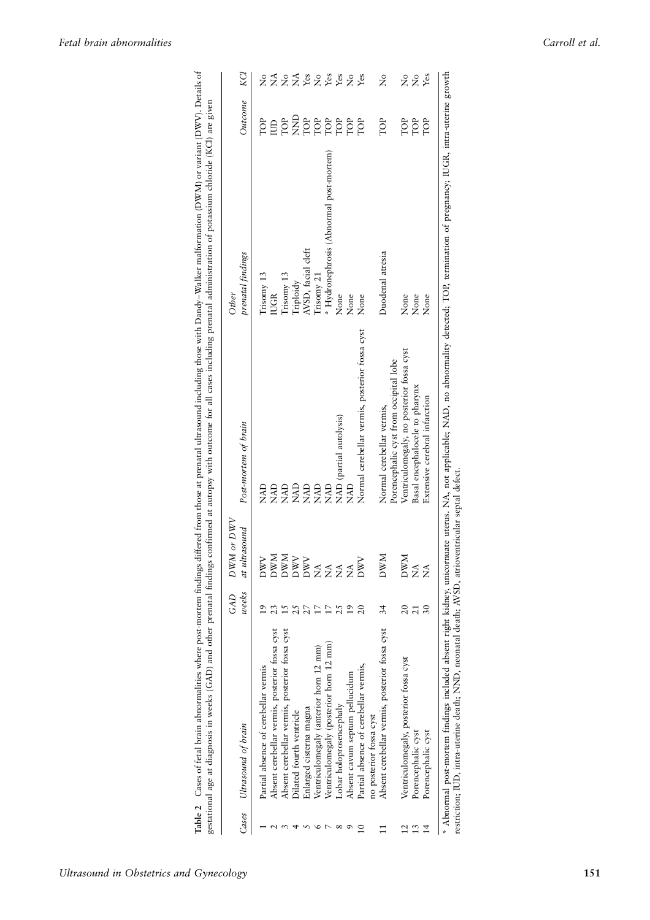**Table 2** Cases of fetal brain abnormalities where post-mortem findings differed from those at prenatal ultrasound including those with Dandy–Walker malformation (DWM) or variant (DWV). Details of gestational age at diagnosis in weeks (GAD) and other prenatal findings confirmed at autopsy with outcome for all cases including prenatal administration of potassium chloride (KCl) are given

| Cases | Ultrasound of brain | GAD weeks | DWM or DWV at ultrasound | Post-mortem of brain | Other prenatal findings | Outcome | KCl |
|---|---|---|---|---|---|---|---|
| 1 | Partial absence of cerebellar vermis | 19 | DWV | NAD | Trisomy 13 | TOP | No |
| 2 | Absent cerebellar vermis, posterior fossa cyst | 23 | DWM | NAD | IUGR | IUD | NA |
| 3 | Absent cerebellar vermis, posterior fossa cyst | 15 | DWM | NAD | Trisomy 13 | TOP | No |
| 4 | Dilated fourth ventricle | 25 | DWV | NAD | Triploidy | NND | NA |
| 5 | Enlarged cisterna magna | 27 | DWV | NAD | AVSD, facial cleft | TOP | Yes |
| 6 | Ventriculomegaly (anterior horn 12 mm) | 17 | NA | NAD | Trisomy 21 | TOP | No |
| 7 | Ventriculomegaly (posterior horn 12 mm) | 17 | NA | NAD | * Hydronephrosis (Abnormal post-mortem) | TOP | Yes |
| 8 | Lobar holoprosencephaly | 25 | NA | NAD (partial autolysis) | None | TOP | Yes |
| 9 | Absent cavum septum pellucidum | 19 | NA | NAD | None | TOP | No |
| 10 | Partial absence of cerebellar vermis, no posterior fossa cyst | 20 | DWV | Normal cerebellar vermis, posterior fossa cyst | None | TOP | Yes |
| 11 | Absent cerebellar vermis, posterior fossa cyst | 34 | DWM | Normal cerebellar vermis, Porencephalic cyst from occipital lobe | Duodenal atresia | TOP | No |
| 12 | Ventriculomegaly, posterior fossa cyst | 20 | DWM | Ventriculomegaly, no posterior fossa cyst | None | TOP | No |
| 13 | Porencephalic cyst | 21 | NA | Basal encephalocele to pharynx | None | TOP | No |
| 14 | Porencephalic cyst | 30 | NA | Extensive cerebral infarction | None | TOP | Yes |

* Abnormal post-mortem findings included absent right kidney, unicornuate uterus. NA, not applicable; NAD, no abnormality detected; TOP, termination of pregnancy; IUGR, intra-uterine growth restriction; IUD, intra-uterine death; NND, neonatal death; AVSD, atrioventricular septal defect.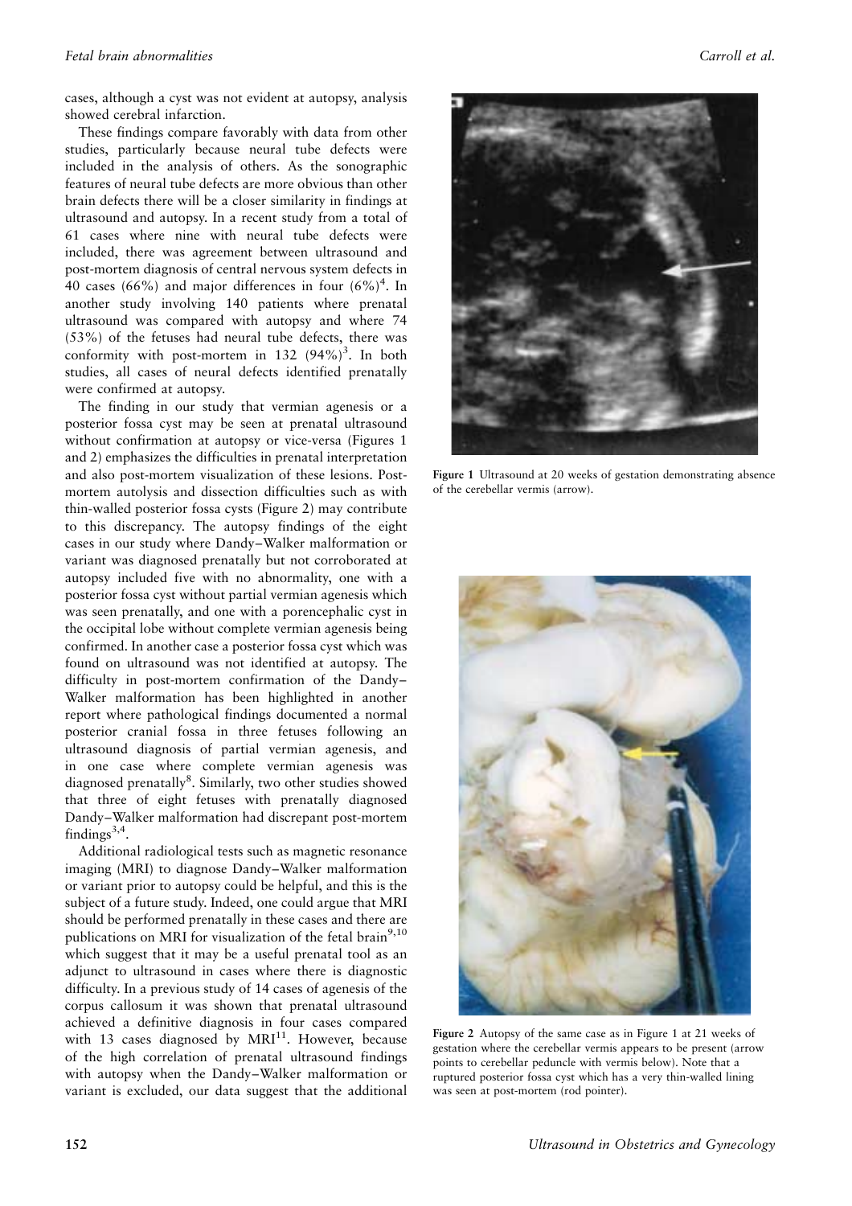cases, although a cyst was not evident at autopsy, analysis showed cerebral infarction.

These findings compare favorably with data from other studies, particularly because neural tube defects were included in the analysis of others. As the sonographic features of neural tube defects are more obvious than other brain defects there will be a closer similarity in findings at ultrasound and autopsy. In a recent study from a total of 61 cases where nine with neural tube defects were included, there was agreement between ultrasound and post-mortem diagnosis of central nervous system defects in 40 cases (66%) and major differences in four (6%)[4]. In another study involving 140 patients where prenatal ultrasound was compared with autopsy and where 74 (53%) of the fetuses had neural tube defects, there was conformity with post-mortem in 132 (94%)[3]. In both studies, all cases of neural defects identified prenatally were confirmed at autopsy.

The finding in our study that vermian agenesis or a posterior fossa cyst may be seen at prenatal ultrasound without confirmation at autopsy or vice-versa (Figures 1 and 2) emphasizes the difficulties in prenatal interpretation and also post-mortem visualization of these lesions. Post-mortem autolysis and dissection difficulties such as with thin-walled posterior fossa cysts (Figure 2) may contribute to this discrepancy. The autopsy findings of the eight cases in our study where Dandy–Walker malformation or variant was diagnosed prenatally but not corroborated at autopsy included five with no abnormality, one with a posterior fossa cyst without partial vermian agenesis which was seen prenatally, and one with a porencephalic cyst in the occipital lobe without complete vermian agenesis being confirmed. In another case a posterior fossa cyst which was found on ultrasound was not identified at autopsy. The difficulty in post-mortem confirmation of the Dandy–Walker malformation has been highlighted in another report where pathological findings documented a normal posterior cranial fossa in three fetuses following an ultrasound diagnosis of partial vermian agenesis, and in one case where complete vermian agenesis was diagnosed prenatally[8]. Similarly, two other studies showed that three of eight fetuses with prenatally diagnosed Dandy–Walker malformation had discrepant post-mortem findings[3,4].

Additional radiological tests such as magnetic resonance imaging (MRI) to diagnose Dandy–Walker malformation or variant prior to autopsy could be helpful, and this is the subject of a future study. Indeed, one could argue that MRI should be performed prenatally in these cases and there are publications on MRI for visualization of the fetal brain[9,10] which suggest that it may be a useful prenatal tool as an adjunct to ultrasound in cases where there is diagnostic difficulty. In a previous study of 14 cases of agenesis of the corpus callosum it was shown that prenatal ultrasound achieved a definitive diagnosis in four cases compared with 13 cases diagnosed by MRI[11]. However, because of the high correlation of prenatal ultrasound findings with autopsy when the Dandy–Walker malformation or variant is excluded, our data suggest that the additional

**Figure 1** Ultrasound at 20 weeks of gestation demonstrating absence of the cerebellar vermis (arrow).

**Figure 2** Autopsy of the same case as in Figure 1 at 21 weeks of gestation where the cerebellar vermis appears to be present (arrow points to cerebellar peduncle with vermis below). Note that a ruptured posterior fossa cyst which has a very thin-walled lining was seen at post-mortem (rod pointer).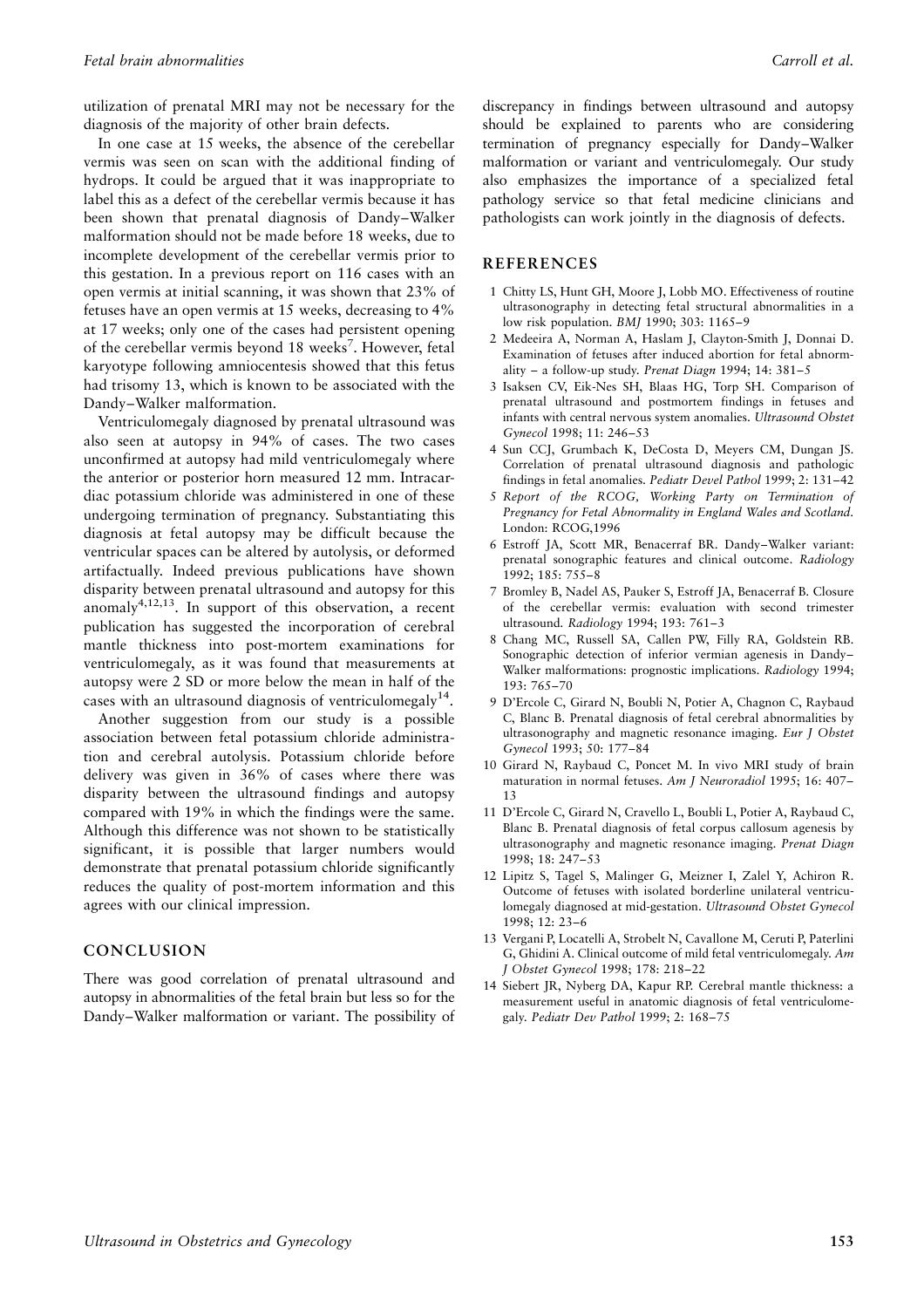utilization of prenatal MRI may not be necessary for the diagnosis of the majority of other brain defects.

In one case at 15 weeks, the absence of the cerebellar vermis was seen on scan with the additional finding of hydrops. It could be argued that it was inappropriate to label this as a defect of the cerebellar vermis because it has been shown that prenatal diagnosis of Dandy–Walker malformation should not be made before 18 weeks, due to incomplete development of the cerebellar vermis prior to this gestation. In a previous report on 116 cases with an open vermis at initial scanning, it was shown that 23% of fetuses have an open vermis at 15 weeks, decreasing to 4% at 17 weeks; only one of the cases had persistent opening of the cerebellar vermis beyond 18 weeks[7]. However, fetal karyotype following amniocentesis showed that this fetus had trisomy 13, which is known to be associated with the Dandy–Walker malformation.

Ventriculomegaly diagnosed by prenatal ultrasound was also seen at autopsy in 94% of cases. The two cases unconfirmed at autopsy had mild ventriculomegaly where the anterior or posterior horn measured 12 mm. Intracardiac potassium chloride was administered in one of these undergoing termination of pregnancy. Substantiating this diagnosis at fetal autopsy may be difficult because the ventricular spaces can be altered by autolysis, or deformed artifactually. Indeed previous publications have shown disparity between prenatal ultrasound and autopsy for this anomaly[4,12,13]. In support of this observation, a recent publication has suggested the incorporation of cerebral mantle thickness into post-mortem examinations for ventriculomegaly, as it was found that measurements at autopsy were 2 SD or more below the mean in half of the cases with an ultrasound diagnosis of ventriculomegaly[14].

Another suggestion from our study is a possible association between fetal potassium chloride administration and cerebral autolysis. Potassium chloride before delivery was given in 36% of cases where there was disparity between the ultrasound findings and autopsy compared with 19% in which the findings were the same. Although this difference was not shown to be statistically significant, it is possible that larger numbers would demonstrate that prenatal potassium chloride significantly reduces the quality of post-mortem information and this agrees with our clinical impression.

## CONCLUSION

There was good correlation of prenatal ultrasound and autopsy in abnormalities of the fetal brain but less so for the Dandy–Walker malformation or variant. The possibility of discrepancy in findings between ultrasound and autopsy should be explained to parents who are considering termination of pregnancy especially for Dandy–Walker malformation or variant and ventriculomegaly. Our study also emphasizes the importance of a specialized fetal pathology service so that fetal medicine clinicians and pathologists can work jointly in the diagnosis of defects.

## REFERENCES

1. Chitty LS, Hunt GH, Moore J, Lobb MO. Effectiveness of routine ultrasonography in detecting fetal structural abnormalities in a low risk population. *BMJ* 1990; 303: 1165–9
2. Medeeira A, Norman A, Haslam J, Clayton-Smith J, Donnai D. Examination of fetuses after induced abortion for fetal abnormality – a follow-up study. *Prenat Diagn* 1994; 14: 381–5
3. Isaksen CV, Eik-Nes SH, Blaas HG, Torp SH. Comparison of prenatal ultrasound and postmortem findings in fetuses and infants with central nervous system anomalies. *Ultrasound Obstet Gynecol* 1998; 11: 246–53
4. Sun CCJ, Grumbach K, DeCosta D, Meyers CM, Dungan JS. Correlation of prenatal ultrasound diagnosis and pathologic findings in fetal anomalies. *Pediatr Devel Pathol* 1999; 2: 131–42
5. *Report of the RCOG, Working Party on Termination of Pregnancy for Fetal Abnormality in England Wales and Scotland*. London: RCOG,1996
6. Estroff JA, Scott MR, Benacerraf BR. Dandy–Walker variant: prenatal sonographic features and clinical outcome. *Radiology* 1992; 185: 755–8
7. Bromley B, Nadel AS, Pauker S, Estroff JA, Benacerraf B. Closure of the cerebellar vermis: evaluation with second trimester ultrasound. *Radiology* 1994; 193: 761–3
8. Chang MC, Russell SA, Callen PW, Filly RA, Goldstein RB. Sonographic detection of inferior vermian agenesis in Dandy–Walker malformations: prognostic implications. *Radiology* 1994; 193: 765–70
9. D'Ercole C, Girard N, Boubli N, Potier A, Chagnon C, Raybaud C, Blanc B. Prenatal diagnosis of fetal cerebral abnormalities by ultrasonography and magnetic resonance imaging. *Eur J Obstet Gynecol* 1993; 50: 177–84
10. Girard N, Raybaud C, Poncet M. In vivo MRI study of brain maturation in normal fetuses. *Am J Neuroradiol* 1995; 16: 407–13
11. D'Ercole C, Girard N, Cravello L, Boubli L, Potier A, Raybaud C, Blanc B. Prenatal diagnosis of fetal corpus callosum agenesis by ultrasonography and magnetic resonance imaging. *Prenat Diagn* 1998; 18: 247–53
12. Lipitz S, Tagel S, Malinger G, Meizner I, Zalel Y, Achiron R. Outcome of fetuses with isolated borderline unilateral ventriculomegaly diagnosed at mid-gestation. *Ultrasound Obstet Gynecol* 1998; 12: 23–6
13. Vergani P, Locatelli A, Strobelt N, Cavallone M, Ceruti P, Paterlini G, Ghidini A. Clinical outcome of mild fetal ventriculomegaly. *Am J Obstet Gynecol* 1998; 178: 218–22
14. Siebert JR, Nyberg DA, Kapur RP. Cerebral mantle thickness: a measurement useful in anatomic diagnosis of fetal ventriculomegaly. *Pediatr Dev Pathol* 1999; 2: 168–75